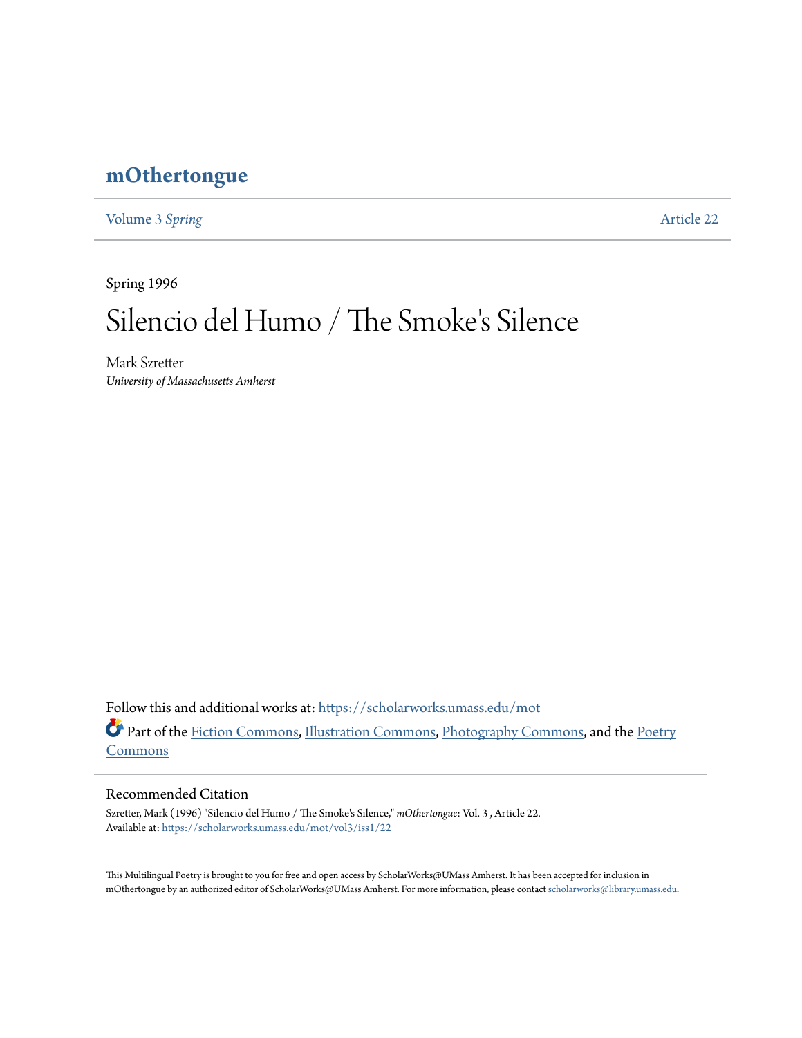# mOthertongue

Volume 3 *Spring* Article 22

Spring 1996

# Silencio del Humo / The Smoke's Silence

Mark Szretter
*University of Massachusetts Amherst*

Follow this and additional works at: https://scholarworks.umass.edu/mot

Part of the Fiction Commons, Illustration Commons, Photography Commons, and the Poetry Commons

## Recommended Citation

Szretter, Mark (1996) "Silencio del Humo / The Smoke's Silence," *mOthertongue*: Vol. 3 , Article 22.
Available at: https://scholarworks.umass.edu/mot/vol3/iss1/22

This Multilingual Poetry is brought to you for free and open access by ScholarWorks@UMass Amherst. It has been accepted for inclusion in mOthertongue by an authorized editor of ScholarWorks@UMass Amherst. For more information, please contact scholarworks@library.umass.edu.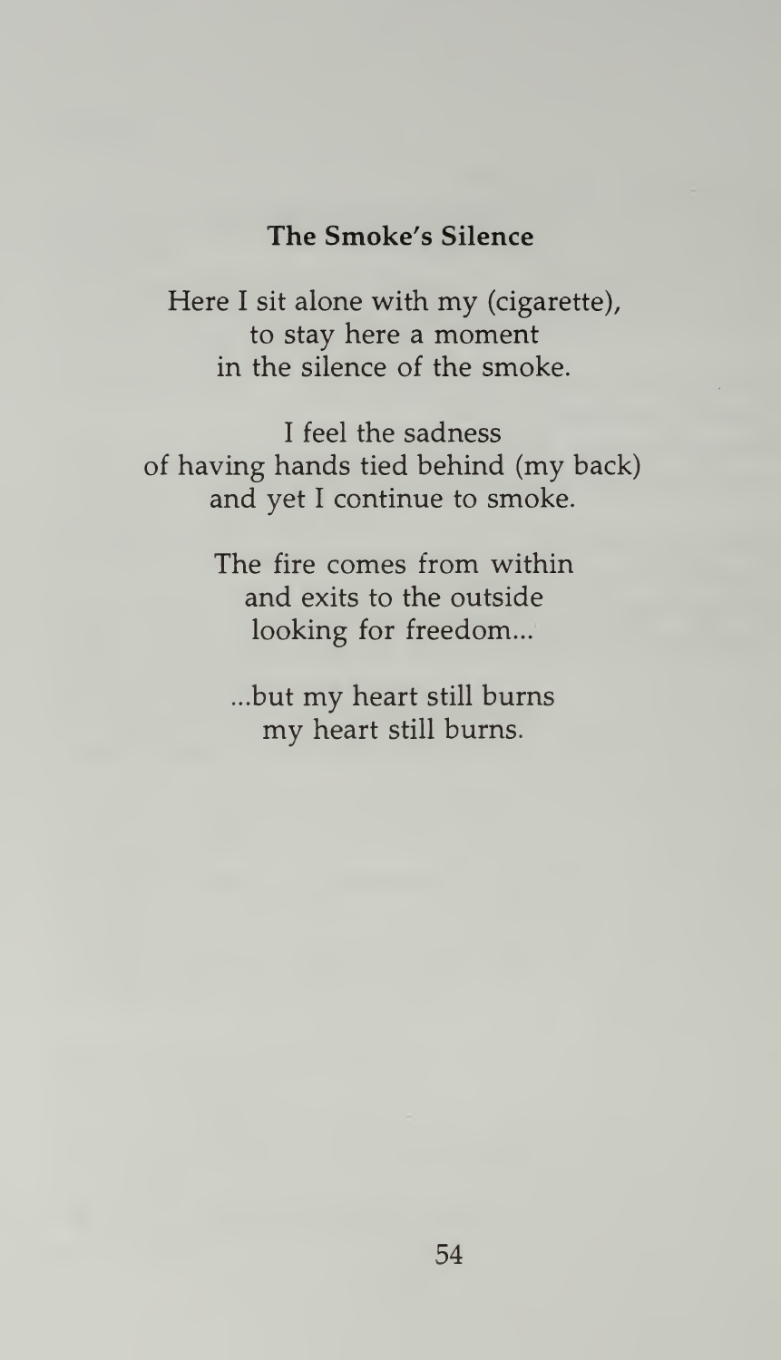**The Smoke's Silence**

Here I sit alone with my (cigarette),
to stay here a moment
in the silence of the smoke.

I feel the sadness
of having hands tied behind (my back)
and yet I continue to smoke.

The fire comes from within
and exits to the outside
looking for freedom...

...but my heart still burns
my heart still burns.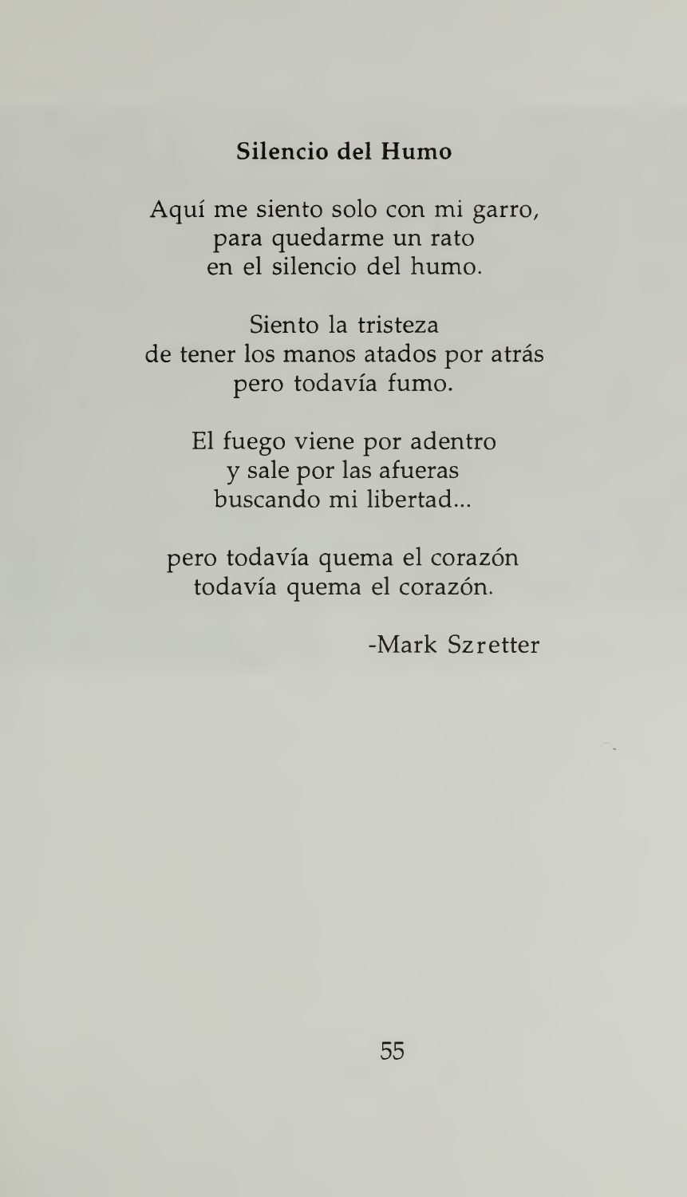**Silencio del Humo**

Aquí me siento solo con mi garro,
para quedarme un rato
en el silencio del humo.

Siento la tristeza
de tener los manos atados por atrás
pero todavía fumo.

El fuego viene por adentro
y sale por las afueras
buscando mi libertad...

pero todavía quema el corazón
todavía quema el corazón.

-Mark Szretter